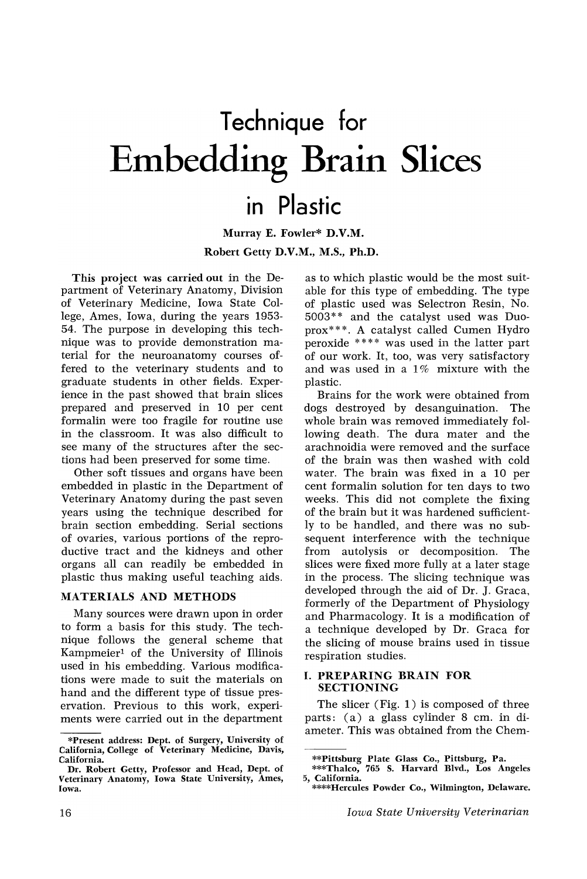# Technique for Embedding Brain Slices in Plastic

**Murray E. Fowler\* D.V.M.**
**Robert Getty D.V.M., M.S., Ph.D.**

This project was carried out in the Department of Veterinary Anatomy, Division of Veterinary Medicine, Iowa State College, Ames, Iowa, during the years 1953-54. The purpose in developing this technique was to provide demonstration material for the neuroanatomy courses offered to the veterinary students and to graduate students in other fields. Experience in the past showed that brain slices prepared and preserved in 10 per cent formalin were too fragile for routine use in the classroom. It was also difficult to see many of the structures after the sections had been preserved for some time.

Other soft tissues and organs have been embedded in plastic in the Department of Veterinary Anatomy during the past seven years using the technique described for brain section embedding. Serial sections of ovaries, various portions of the reproductive tract and the kidneys and other organs all can readily be embedded in plastic thus making useful teaching aids.

## MATERIALS AND METHODS

Many sources were drawn upon in order to form a basis for this study. The technique follows the general scheme that Kampmeier[1] of the University of Illinois used in his embedding. Various modifications were made to suit the materials on hand and the different type of tissue preservation. Previous to this work, experiments were carried out in the department as to which plastic would be the most suitable for this type of embedding. The type of plastic used was Selectron Resin, No. 5003\*\* and the catalyst used was Duoprox\*\*\*. A catalyst called Cumen Hydro peroxide \*\*\*\* was used in the latter part of our work. It, too, was very satisfactory and was used in a 1% mixture with the plastic.

Brains for the work were obtained from dogs destroyed by desanguination. The whole brain was removed immediately following death. The dura mater and the arachnoidia were removed and the surface of the brain was then washed with cold water. The brain was fixed in a 10 per cent formalin solution for ten days to two weeks. This did not complete the fixing of the brain but it was hardened sufficiently to be handled, and there was no subsequent interference with the technique from autolysis or decomposition. The slices were fixed more fully at a later stage in the process. The slicing technique was developed through the aid of Dr. J. Graca, formerly of the Department of Physiology and Pharmacology. It is a modification of a technique developed by Dr. Graca for the slicing of mouse brains used in tissue respiration studies.

### I. PREPARING BRAIN FOR SECTIONING

The slicer (Fig. 1) is composed of three parts: (a) a glass cylinder 8 cm. in diameter. This was obtained from the Chem-

---

\*Present address: Dept. of Surgery, University of California, College of Veterinary Medicine, Davis, California.

Dr. Robert Getty, Professor and Head, Dept. of Veterinary Anatomy, Iowa State University, Ames, Iowa.

\*\*Pittsburg Plate Glass Co., Pittsburg, Pa.

\*\*\*Thalco, 765 S. Harvard Blvd., Los Angeles 5, California.

\*\*\*\*Hercules Powder Co., Wilmington, Delaware.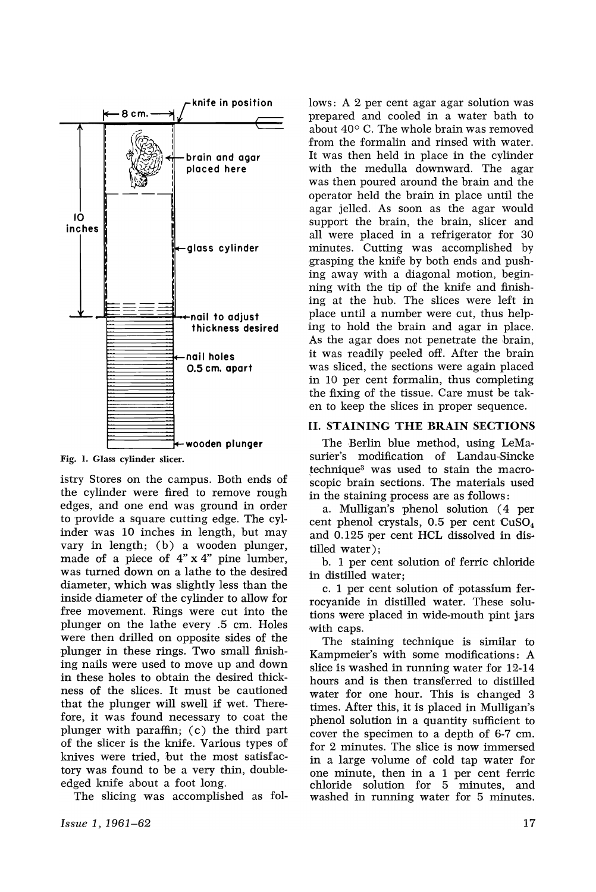Fig. 1. Glass cylinder slicer.

istry Stores on the campus. Both ends of the cylinder were fired to remove rough edges, and one end was ground in order to provide a square cutting edge. The cylinder was 10 inches in length, but may vary in length; (b) a wooden plunger, made of a piece of 4" x 4" pine lumber, was turned down on a lathe to the desired diameter, which was slightly less than the inside diameter of the cylinder to allow for free movement. Rings were cut into the plunger on the lathe every .5 cm. Holes were then drilled on opposite sides of the plunger in these rings. Two small finishing nails were used to move up and down in these holes to obtain the desired thickness of the slices. It must be cautioned that the plunger will swell if wet. Therefore, it was found necessary to coat the plunger with paraffin; (c) the third part of the slicer is the knife. Various types of knives were tried, but the most satisfactory was found to be a very thin, double-edged knife about a foot long.

The slicing was accomplished as follows: A 2 per cent agar agar solution was prepared and cooled in a water bath to about 40° C. The whole brain was removed from the formalin and rinsed with water. It was then held in place in the cylinder with the medulla downward. The agar was then poured around the brain and the operator held the brain in place until the agar jelled. As soon as the agar would support the brain, the brain, slicer and all were placed in a refrigerator for 30 minutes. Cutting was accomplished by grasping the knife by both ends and pushing away with a diagonal motion, beginning with the tip of the knife and finishing at the hub. The slices were left in place until a number were cut, thus helping to hold the brain and agar in place. As the agar does not penetrate the brain, it was readily peeled off. After the brain was sliced, the sections were again placed in 10 per cent formalin, thus completing the fixing of the tissue. Care must be taken to keep the slices in proper sequence.

## II. STAINING THE BRAIN SECTIONS

The Berlin blue method, using LeMasurier's modification of Landau-Sincke technique[3] was used to stain the macroscopic brain sections. The materials used in the staining process are as follows:

a. Mulligan's phenol solution (4 per cent phenol crystals, 0.5 per cent $CuSO_4$ and 0.125 per cent HCL dissolved in distilled water);

b. 1 per cent solution of ferric chloride in distilled water;

c. 1 per cent solution of potassium ferrocyanide in distilled water. These solutions were placed in wide-mouth pint jars with caps.

The staining technique is similar to Kampmeier's with some modifications: A slice is washed in running water for 12-14 hours and is then transferred to distilled water for one hour. This is changed 3 times. After this, it is placed in Mulligan's phenol solution in a quantity sufficient to cover the specimen to a depth of 6-7 cm. for 2 minutes. The slice is now immersed in a large volume of cold tap water for one minute, then in a 1 per cent ferric chloride solution for 5 minutes, and washed in running water for 5 minutes.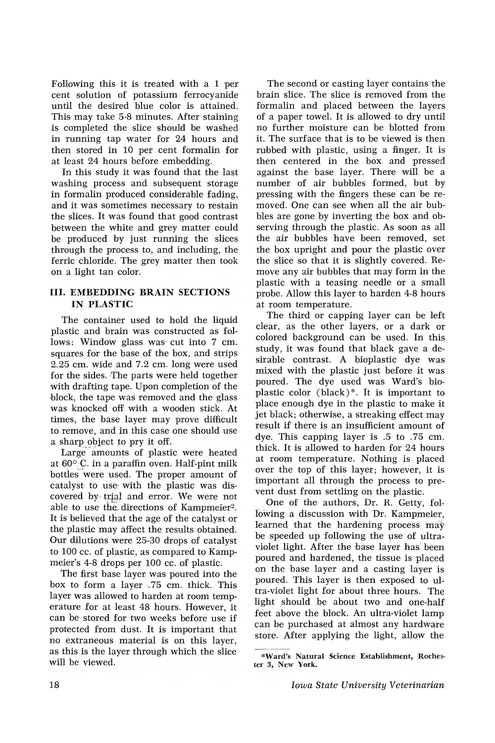Following this it is treated with a 1 per cent solution of potassium ferrocyanide until the desired blue color is attained. This may take 5-8 minutes. After staining is completed the slice should be washed in running tap water for 24 hours and then stored in 10 per cent formalin for at least 24 hours before embedding.

In this study it was found that the last washing process and subsequent storage in formalin produced considerable fading, and it was sometimes necessary to restain the slices. It was found that good contrast between the white and grey matter could be produced by just running the slices through the process to, and including, the ferric chloride. The grey matter then took on a light tan color.

## III. EMBEDDING BRAIN SECTIONS IN PLASTIC

The container used to hold the liquid plastic and brain was constructed as follows: Window glass was cut into 7 cm. squares for the base of the box, and strips 2.25 cm. wide and 7.2 cm. long were used for the sides. The parts were held together with drafting tape. Upon completion of the block, the tape was removed and the glass was knocked off with a wooden stick. At times, the base layer may prove difficult to remove, and in this case one should use a sharp object to pry it off.

Large amounts of plastic were heated at 60° C. in a paraffin oven. Half-pint milk bottles were used. The proper amount of catalyst to use with the plastic was discovered by trial and error. We were not able to use the directions of Kampmeier[2]. It is believed that the age of the catalyst or the plastic may affect the results obtained. Our dilutions were 25-30 drops of catalyst to 100 cc. of plastic, as compared to Kampmeier's 4-8 drops per 100 cc. of plastic.

The first base layer was poured into the box to form a layer .75 cm. thick. This layer was allowed to harden at room temperature for at least 48 hours. However, it can be stored for two weeks before use if protected from dust. It is important that no extraneous material is on this layer, as this is the layer through which the slice will be viewed.

The second or casting layer contains the brain slice. The slice is removed from the formalin and placed between the layers of a paper towel. It is allowed to dry until no further moisture can be blotted from it. The surface that is to be viewed is then rubbed with plastic, using a finger. It is then centered in the box and pressed against the base layer. There will be a number of air bubbles formed, but by pressing with the fingers these can be removed. One can see when all the air bubbles are gone by inverting the box and observing through the plastic. As soon as all the air bubbles have been removed, set the box upright and pour the plastic over the slice so that it is slightly covered. Remove any air bubbles that may form in the plastic with a teasing needle or a small probe. Allow this layer to harden 4-8 hours at room temperature.

The third or capping layer can be left clear, as the other layers, or a dark or colored background can be used. In this study, it was found that black gave a desirable contrast. A bioplastic dye was mixed with the plastic just before it was poured. The dye used was Ward's bioplastic color (black)*. It is important to place enough dye in the plastic to make it jet black; otherwise, a streaking effect may result if there is an insufficient amount of dye. This capping layer is .5 to .75 cm. thick. It is allowed to harden for 24 hours at room temperature. Nothing is placed over the top of this layer; however, it is important all through the process to prevent dust from settling on the plastic.

One of the authors, Dr. R. Getty, following a discussion with Dr. Kampmeier, learned that the hardening process may be speeded up following the use of ultraviolet light. After the base layer has been poured and hardened, the tissue is placed on the base layer and a casting layer is poured. This layer is then exposed to ultra-violet light for about three hours. The light should be about two and one-half feet above the block. An ultra-violet lamp can be purchased at almost any hardware store. After applying the light, allow the

*Ward's Natural Science Establishment, Rochester 3, New York.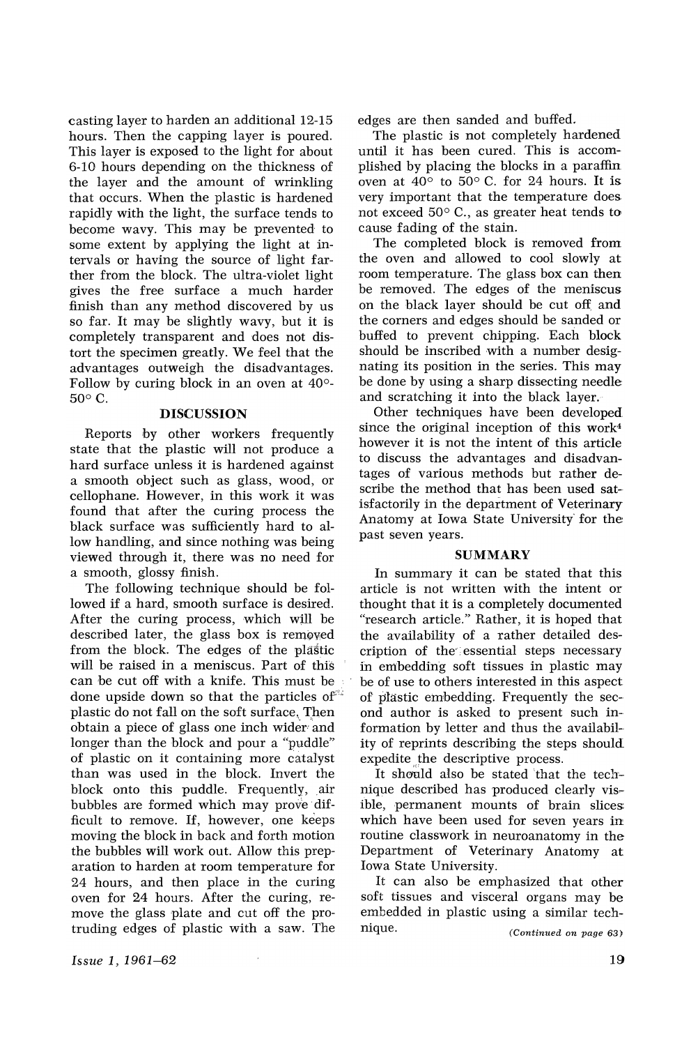casting layer to harden an additional 12-15 hours. Then the capping layer is poured. This layer is exposed to the light for about 6-10 hours depending on the thickness of the layer and the amount of wrinkling that occurs. When the plastic is hardened rapidly with the light, the surface tends to become wavy. This may be prevented to some extent by applying the light at intervals or having the source of light farther from the block. The ultra-violet light gives the free surface a much harder finish than any method discovered by us so far. It may be slightly wavy, but it is completely transparent and does not distort the specimen greatly. We feel that the advantages outweigh the disadvantages. Follow by curing block in an oven at 40°-50° C.

## DISCUSSION

Reports by other workers frequently state that the plastic will not produce a hard surface unless it is hardened against a smooth object such as glass, wood, or cellophane. However, in this work it was found that after the curing process the black surface was sufficiently hard to allow handling, and since nothing was being viewed through it, there was no need for a smooth, glossy finish.

The following technique should be followed if a hard, smooth surface is desired. After the curing process, which will be described later, the glass box is removed from the block. The edges of the plastic will be raised in a meniscus. Part of this can be cut off with a knife. This must be done upside down so that the particles of plastic do not fall on the soft surface. Then obtain a piece of glass one inch wider and longer than the block and pour a "puddle" of plastic on it containing more catalyst than was used in the block. Invert the block onto this puddle. Frequently, air bubbles are formed which may prove difficult to remove. If, however, one keeps moving the block in back and forth motion the bubbles will work out. Allow this preparation to harden at room temperature for 24 hours, and then place in the curing oven for 24 hours. After the curing, remove the glass plate and cut off the protruding edges of plastic with a saw. The edges are then sanded and buffed.

The plastic is not completely hardened until it has been cured. This is accomplished by placing the blocks in a paraffin oven at 40° to 50° C. for 24 hours. It is very important that the temperature does not exceed 50° C., as greater heat tends to cause fading of the stain.

The completed block is removed from the oven and allowed to cool slowly at room temperature. The glass box can then be removed. The edges of the meniscus on the black layer should be cut off and the corners and edges should be sanded or buffed to prevent chipping. Each block should be inscribed with a number designating its position in the series. This may be done by using a sharp dissecting needle and scratching it into the black layer.

Other techniques have been developed since the original inception of this work[4] however it is not the intent of this article to discuss the advantages and disadvantages of various methods but rather describe the method that has been used satisfactorily in the department of Veterinary Anatomy at Iowa State University for the past seven years.

## SUMMARY

In summary it can be stated that this article is not written with the intent or thought that it is a completely documented "research article." Rather, it is hoped that the availability of a rather detailed description of the essential steps necessary in embedding soft tissues in plastic may be of use to others interested in this aspect of plastic embedding. Frequently the second author is asked to present such information by letter and thus the availability of reprints describing the steps should expedite the descriptive process.

It should also be stated that the technique described has produced clearly visible, permanent mounts of brain slices which have been used for seven years in routine classwork in neuroanatomy in the Department of Veterinary Anatomy at Iowa State University.

It can also be emphasized that other soft tissues and visceral organs may be embedded in plastic using a similar technique.

*(Continued on page 63)*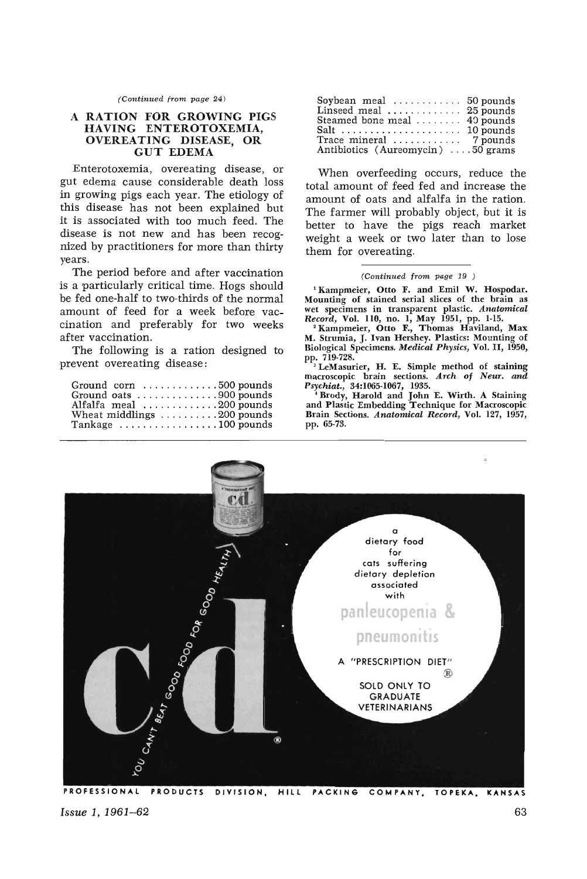*(Continued from page 24)*

### A RATION FOR GROWING PIGS HAVING ENTEROTOXEMIA, OVEREATING DISEASE, OR GUT EDEMA

Enterotoxemia, overeating disease, or gut edema cause considerable death loss in growing pigs each year. The etiology of this disease has not been explained but it is associated with too much feed. The disease is not new and has been recognized by practitioners for more than thirty years.

The period before and after vaccination is a particularly critical time. Hogs should be fed one-half to two-thirds of the normal amount of feed for a week before vaccination and preferably for two weeks after vaccination.

The following is a ration designed to prevent overeating disease:

| | |
|---|---|
| Ground corn | 500 pounds |
| Ground oats | 900 pounds |
| Alfalfa meal | 200 pounds |
| Wheat middlings | 200 pounds |
| Tankage | 100 pounds |
| Soybean meal | 50 pounds |
| Linseed meal | 25 pounds |
| Steamed bone meal | 40 pounds |
| Salt | 10 pounds |
| Trace mineral | 7 pounds |
| Antibiotics (Aureomycin) | 50 grams |

When overfeeding occurs, reduce the total amount of feed fed and increase the amount of oats and alfalfa in the ration. The farmer will probably object, but it is better to have the pigs reach market weight a week or two later than to lose them for overeating.

---

*(Continued from page 19)*

[1] Kampmeier, Otto F. and Emil W. Hospodar. Mounting of stained serial slices of the brain as wet specimens in transparent plastic. *Anatomical Record*, Vol. 110, no. 1, May 1951, pp. 1-15.

[2] Kampmeier, Otto F., Thomas Haviland, Max M. Strumia, J. Ivan Hershey. Plastics: Mounting of Biological Specimens. *Medical Physics*, Vol. II, 1950, pp. 719-728.

[3] LeMasurier, H. E. Simple method of staining macroscopic brain sections. *Arch of Neur. and Psychiat.*, 34:1065-1067, 1935.

[4] Brody, Harold and John E. Wirth. A Staining and Plastic Embedding Technique for Macroscopic Brain Sections. *Anatomical Record*, Vol. 127, 1957, pp. 65-73.

---

**cd**® — YOU CAN'T BEAT GOOD FOOD FOR GOOD HEALTH

a dietary food for cats suffering dietary depletion associated with

**panleucopenia & pneumonitis**

A "PRESCRIPTION DIET"®

SOLD ONLY TO GRADUATE VETERINARIANS

PROFESSIONAL PRODUCTS DIVISION, HILL PACKING COMPANY, TOPEKA, KANSAS